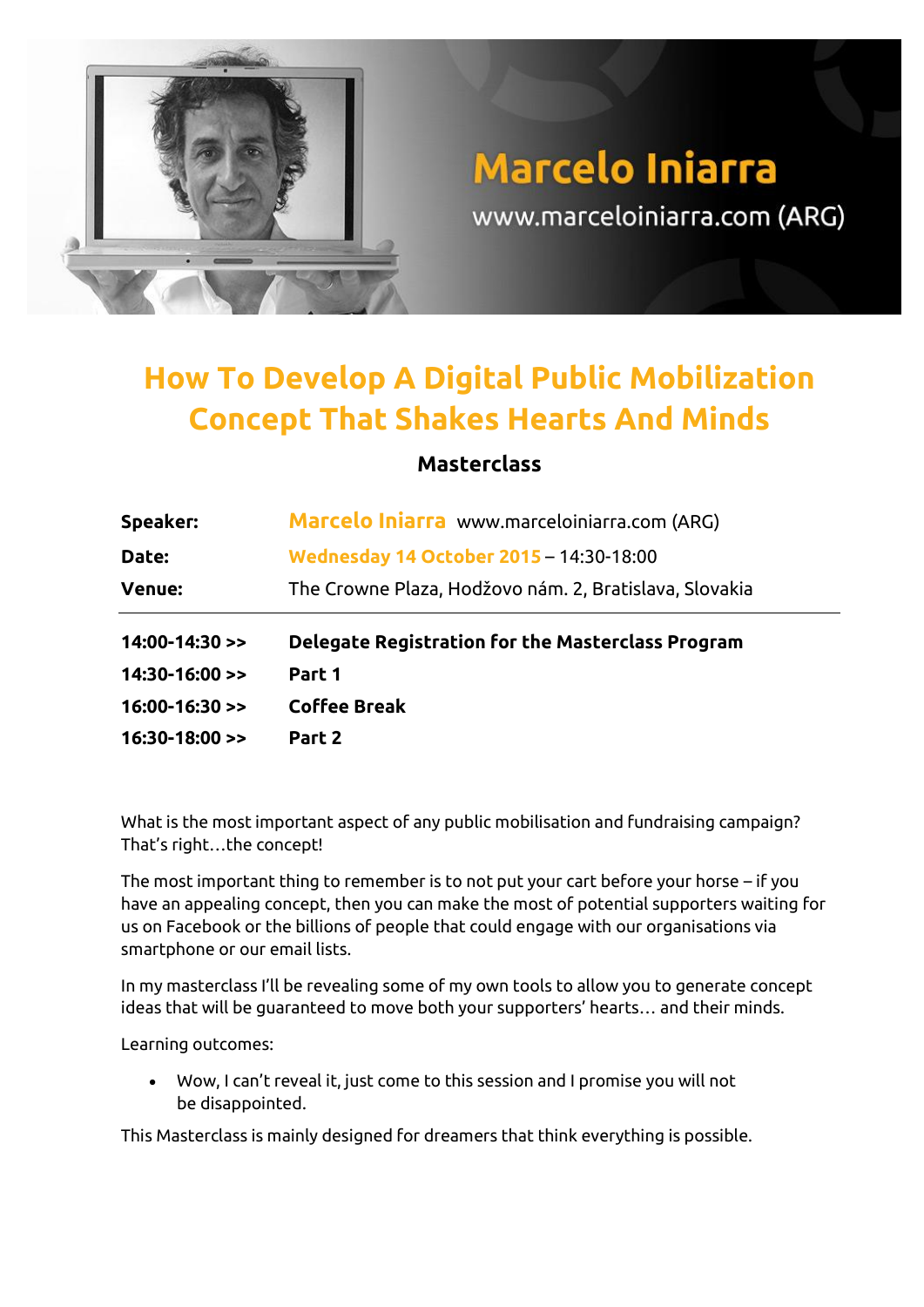Marcelo Iniarra

www.marceloiniarra.com (ARG)

# How To Develop A Digital Public Mobilization Concept That Shakes Hearts And Minds

## Masterclass

| | |
|---|---|
| **Speaker:** | Marcelo Iniarra www.marceloiniarra.com (ARG) |
| **Date:** | Wednesday 14 October 2015 – 14:30-18:00 |
| **Venue:** | The Crowne Plaza, Hodžovo nám. 2, Bratislava, Slovakia |

| | |
|---|---|
| **14:00-14:30 >>** | **Delegate Registration for the Masterclass Program** |
| **14:30-16:00 >>** | **Part 1** |
| **16:00-16:30 >>** | **Coffee Break** |
| **16:30-18:00 >>** | **Part 2** |

What is the most important aspect of any public mobilisation and fundraising campaign? That's right…the concept!

The most important thing to remember is to not put your cart before your horse – if you have an appealing concept, then you can make the most of potential supporters waiting for us on Facebook or the billions of people that could engage with our organisations via smartphone or our email lists.

In my masterclass I'll be revealing some of my own tools to allow you to generate concept ideas that will be guaranteed to move both your supporters' hearts… and their minds.

Learning outcomes:

- Wow, I can't reveal it, just come to this session and I promise you will not be disappointed.

This Masterclass is mainly designed for dreamers that think everything is possible.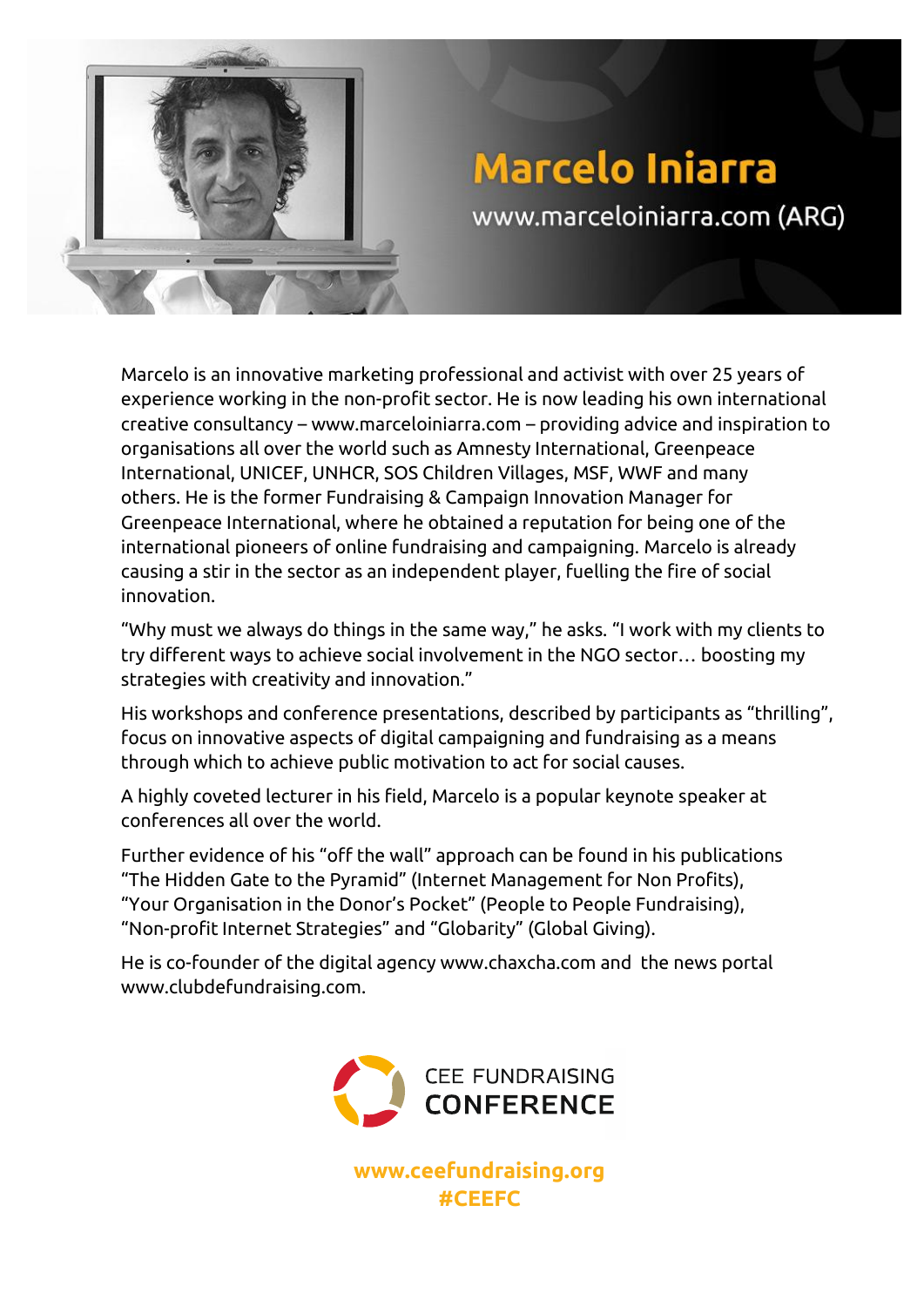# Marcelo Iniarra

www.marceloiniarra.com (ARG)

Marcelo is an innovative marketing professional and activist with over 25 years of experience working in the non-profit sector. He is now leading his own international creative consultancy – www.marceloiniarra.com – providing advice and inspiration to organisations all over the world such as Amnesty International, Greenpeace International, UNICEF, UNHCR, SOS Children Villages, MSF, WWF and many others. He is the former Fundraising & Campaign Innovation Manager for Greenpeace International, where he obtained a reputation for being one of the international pioneers of online fundraising and campaigning. Marcelo is already causing a stir in the sector as an independent player, fuelling the fire of social innovation.

"Why must we always do things in the same way," he asks. "I work with my clients to try different ways to achieve social involvement in the NGO sector… boosting my strategies with creativity and innovation."

His workshops and conference presentations, described by participants as "thrilling", focus on innovative aspects of digital campaigning and fundraising as a means through which to achieve public motivation to act for social causes.

A highly coveted lecturer in his field, Marcelo is a popular keynote speaker at conferences all over the world.

Further evidence of his "off the wall" approach can be found in his publications "The Hidden Gate to the Pyramid" (Internet Management for Non Profits), "Your Organisation in the Donor's Pocket" (People to People Fundraising), "Non-profit Internet Strategies" and "Globarity" (Global Giving).

He is co-founder of the digital agency www.chaxcha.com and the news portal www.clubdefundraising.com.

CEE FUNDRAISING CONFERENCE

www.ceefundraising.org
#CEEFC